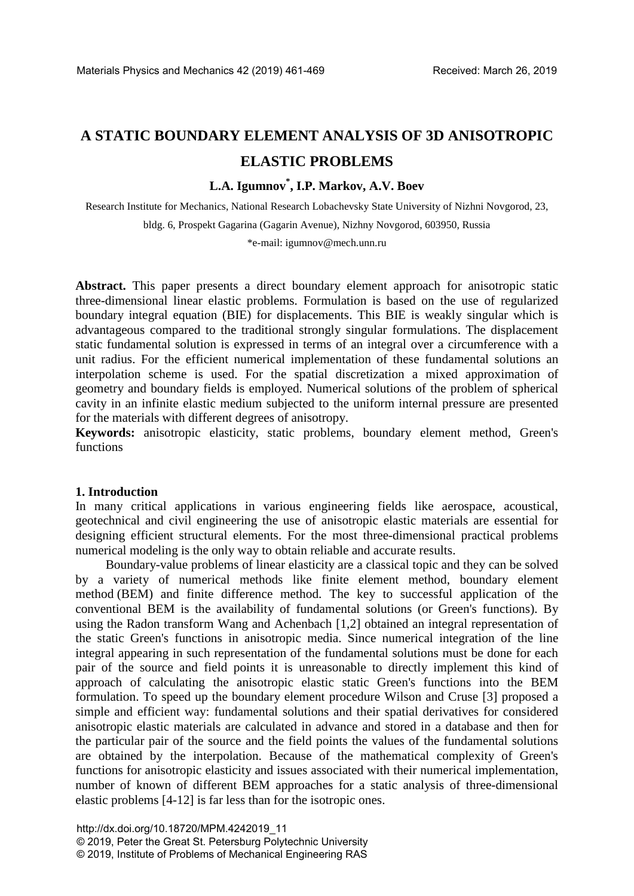# A STATIC BOUNDARY ELEMENT ANALYSIS OF 3D ANISOTROPIC ELASTIC PROBLEMS

**L.A. Igumnov\*, I.P. Markov, A.V. Boev**

Research Institute for Mechanics, National Research Lobachevsky State University of Nizhni Novgorod, 23, bldg. 6, Prospekt Gagarina (Gagarin Avenue), Nizhny Novgorod, 603950, Russia

\*e-mail: igumnov@mech.unn.ru

**Abstract.** This paper presents a direct boundary element approach for anisotropic static three-dimensional linear elastic problems. Formulation is based on the use of regularized boundary integral equation (BIE) for displacements. This BIE is weakly singular which is advantageous compared to the traditional strongly singular formulations. The displacement static fundamental solution is expressed in terms of an integral over a circumference with a unit radius. For the efficient numerical implementation of these fundamental solutions an interpolation scheme is used. For the spatial discretization a mixed approximation of geometry and boundary fields is employed. Numerical solutions of the problem of spherical cavity in an infinite elastic medium subjected to the uniform internal pressure are presented for the materials with different degrees of anisotropy.

**Keywords:** anisotropic elasticity, static problems, boundary element method, Green's functions

## 1. Introduction

In many critical applications in various engineering fields like aerospace, acoustical, geotechnical and civil engineering the use of anisotropic elastic materials are essential for designing efficient structural elements. For the most three-dimensional practical problems numerical modeling is the only way to obtain reliable and accurate results.

Boundary-value problems of linear elasticity are a classical topic and they can be solved by a variety of numerical methods like finite element method, boundary element method (BEM) and finite difference method. The key to successful application of the conventional BEM is the availability of fundamental solutions (or Green's functions). By using the Radon transform Wang and Achenbach [1,2] obtained an integral representation of the static Green's functions in anisotropic media. Since numerical integration of the line integral appearing in such representation of the fundamental solutions must be done for each pair of the source and field points it is unreasonable to directly implement this kind of approach of calculating the anisotropic elastic static Green's functions into the BEM formulation. To speed up the boundary element procedure Wilson and Cruse [3] proposed a simple and efficient way: fundamental solutions and their spatial derivatives for considered anisotropic elastic materials are calculated in advance and stored in a database and then for the particular pair of the source and the field points the values of the fundamental solutions are obtained by the interpolation. Because of the mathematical complexity of Green's functions for anisotropic elasticity and issues associated with their numerical implementation, number of known of different BEM approaches for a static analysis of three-dimensional elastic problems [4-12] is far less than for the isotropic ones.

http://dx.doi.org/10.18720/MPM.4242019_11
© 2019, Peter the Great St. Petersburg Polytechnic University
© 2019, Institute of Problems of Mechanical Engineering RAS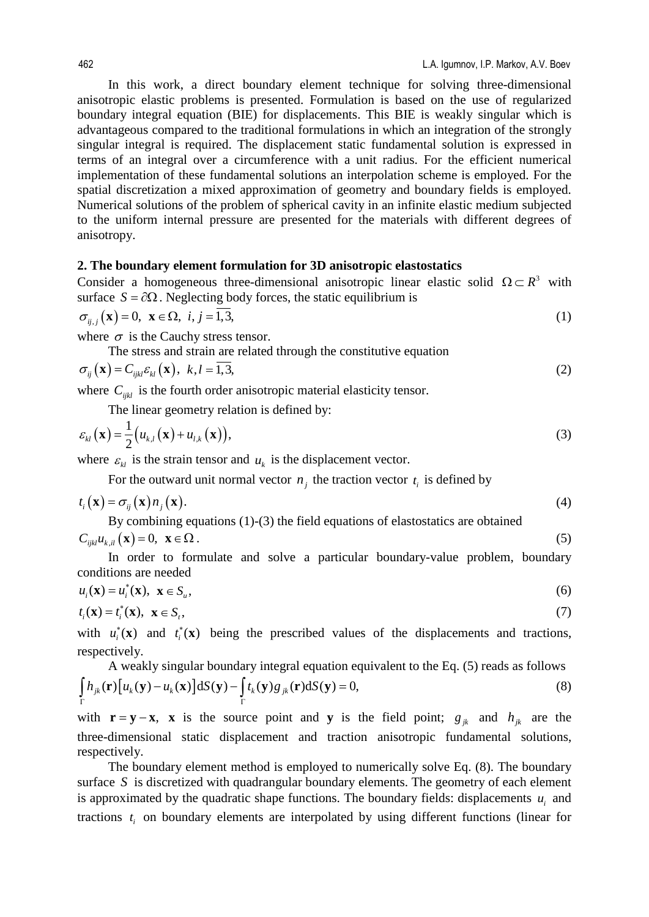In this work, a direct boundary element technique for solving three-dimensional anisotropic elastic problems is presented. Formulation is based on the use of regularized boundary integral equation (BIE) for displacements. This BIE is weakly singular which is advantageous compared to the traditional formulations in which an integration of the strongly singular integral is required. The displacement static fundamental solution is expressed in terms of an integral over a circumference with a unit radius. For the efficient numerical implementation of these fundamental solutions an interpolation scheme is employed. For the spatial discretization a mixed approximation of geometry and boundary fields is employed. Numerical solutions of the problem of spherical cavity in an infinite elastic medium subjected to the uniform internal pressure are presented for the materials with different degrees of anisotropy.

## 2. The boundary element formulation for 3D anisotropic elastostatics

Consider a homogeneous three-dimensional anisotropic linear elastic solid $\Omega \subset R^3$ with surface $S = \partial\Omega$. Neglecting body forces, the static equilibrium is

$$\sigma_{ij,j}(\mathbf{x}) = 0,\ \ \mathbf{x} \in \Omega,\ \ i, j = \overline{1,3}, \tag{1}$$

where $\sigma$ is the Cauchy stress tensor.

The stress and strain are related through the constitutive equation

$$\sigma_{ij}(\mathbf{x}) = C_{ijkl}\varepsilon_{kl}(\mathbf{x}),\ \ k, l = \overline{1,3}, \tag{2}$$

where $C_{ijkl}$ is the fourth order anisotropic material elasticity tensor.

The linear geometry relation is defined by:

$$\varepsilon_{kl}(\mathbf{x}) = \frac{1}{2}\left(u_{k,l}(\mathbf{x}) + u_{l,k}(\mathbf{x})\right), \tag{3}$$

where $\varepsilon_{kl}$ is the strain tensor and $u_k$ is the displacement vector.

For the outward unit normal vector $n_j$ the traction vector $t_i$ is defined by

$$t_i(\mathbf{x}) = \sigma_{ij}(\mathbf{x})n_j(\mathbf{x}). \tag{4}$$

By combining equations (1)-(3) the field equations of elastostatics are obtained

$$C_{ijkl}u_{k,il}(\mathbf{x}) = 0,\ \ \mathbf{x} \in \Omega\,. \tag{5}$$

In order to formulate and solve a particular boundary-value problem, boundary conditions are needed

$$u_i(\mathbf{x}) = u_i^*(\mathbf{x}),\ \ \mathbf{x} \in S_u, \tag{6}$$

$$t_i(\mathbf{x}) = t_i^*(\mathbf{x}),\ \ \mathbf{x} \in S_t, \tag{7}$$

with $u_i^*(\mathbf{x})$ and $t_i^*(\mathbf{x})$ being the prescribed values of the displacements and tractions, respectively.

A weakly singular boundary integral equation equivalent to the Eq. (5) reads as follows

$$\int_{\Gamma} h_{jk}(\mathbf{r})\left[u_k(\mathbf{y}) - u_k(\mathbf{x})\right]\mathrm{d}S(\mathbf{y}) - \int_{\Gamma} t_k(\mathbf{y})g_{jk}(\mathbf{r})\mathrm{d}S(\mathbf{y}) = 0, \tag{8}$$

with $\mathbf{r} = \mathbf{y} - \mathbf{x}$, $\mathbf{x}$ is the source point and $\mathbf{y}$ is the field point; $g_{jk}$ and $h_{jk}$ are the three-dimensional static displacement and traction anisotropic fundamental solutions, respectively.

The boundary element method is employed to numerically solve Eq. (8). The boundary surface $S$ is discretized with quadrangular boundary elements. The geometry of each element is approximated by the quadratic shape functions. The boundary fields: displacements $u_i$ and tractions $t_i$ on boundary elements are interpolated by using different functions (linear for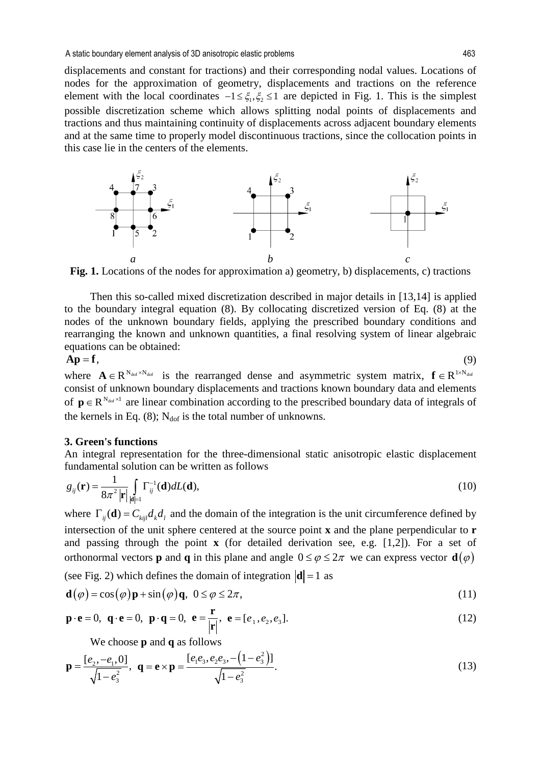displacements and constant for tractions) and their corresponding nodal values. Locations of nodes for the approximation of geometry, displacements and tractions on the reference element with the local coordinates $-1 \le \xi_1, \xi_2 \le 1$ are depicted in Fig. 1. This is the simplest possible discretization scheme which allows splitting nodal points of displacements and tractions and thus maintaining continuity of displacements across adjacent boundary elements and at the same time to properly model discontinuous tractions, since the collocation points in this case lie in the centers of the elements.

**Fig. 1.** Locations of the nodes for approximation a) geometry, b) displacements, c) tractions

Then this so-called mixed discretization described in major details in [13,14] is applied to the boundary integral equation (8). By collocating discretized version of Eq. (8) at the nodes of the unknown boundary fields, applying the prescribed boundary conditions and rearranging the known and unknown quantities, a final resolving system of linear algebraic equations can be obtained:

$$\mathbf{A}\mathbf{p} = \mathbf{f}, \tag{9}$$

where $\mathbf{A} \in \mathrm{R}^{\mathrm{N_{dof}} \times \mathrm{N_{dof}}}$ is the rearranged dense and asymmetric system matrix, $\mathbf{f} \in \mathrm{R}^{1 \times \mathrm{N_{dof}}}$ consist of unknown boundary displacements and tractions known boundary data and elements of $\mathbf{p} \in \mathrm{R}^{\mathrm{N_{dof}} \times 1}$ are linear combination according to the prescribed boundary data of integrals of the kernels in Eq. (8); $\mathrm{N_{dof}}$ is the total number of unknowns.

## 3. Green's functions

An integral representation for the three-dimensional static anisotropic elastic displacement fundamental solution can be written as follows

$$g_{ij}(\mathbf{r}) = \frac{1}{8\pi^2 |\mathbf{r}|} \int_{|\mathbf{d}|=1} \Gamma_{ij}^{-1}(\mathbf{d}) dL(\mathbf{d}), \tag{10}$$

where $\Gamma_{ij}(\mathbf{d}) = C_{kijl} d_k d_l$ and the domain of the integration is the unit circumference defined by intersection of the unit sphere centered at the source point $\mathbf{x}$ and the plane perpendicular to $\mathbf{r}$ and passing through the point $\mathbf{x}$ (for detailed derivation see, e.g. [1,2]). For a set of orthonormal vectors $\mathbf{p}$ and $\mathbf{q}$ in this plane and angle $0 \le \varphi \le 2\pi$ we can express vector $\mathbf{d}(\varphi)$ (see Fig. 2) which defines the domain of integration $|\mathbf{d}| = 1$ as

$$\mathbf{d}(\varphi) = \cos(\varphi)\mathbf{p} + \sin(\varphi)\mathbf{q}, \quad 0 \le \varphi \le 2\pi, \tag{11}$$

$$\mathbf{p} \cdot \mathbf{e} = 0, \ \ \mathbf{q} \cdot \mathbf{e} = 0, \ \ \mathbf{p} \cdot \mathbf{q} = 0, \ \ \mathbf{e} = \frac{\mathbf{r}}{|\mathbf{r}|}, \ \ \mathbf{e} = [e_1, e_2, e_3]. \tag{12}$$

We choose $\mathbf{p}$ and $\mathbf{q}$ as follows

$$\mathbf{p} = \frac{[e_2, -e_1, 0]}{\sqrt{1 - e_3^2}}, \ \ \mathbf{q} = \mathbf{e} \times \mathbf{p} = \frac{[e_1 e_3, e_2 e_3, -(1 - e_3^2)]}{\sqrt{1 - e_3^2}}. \tag{13}$$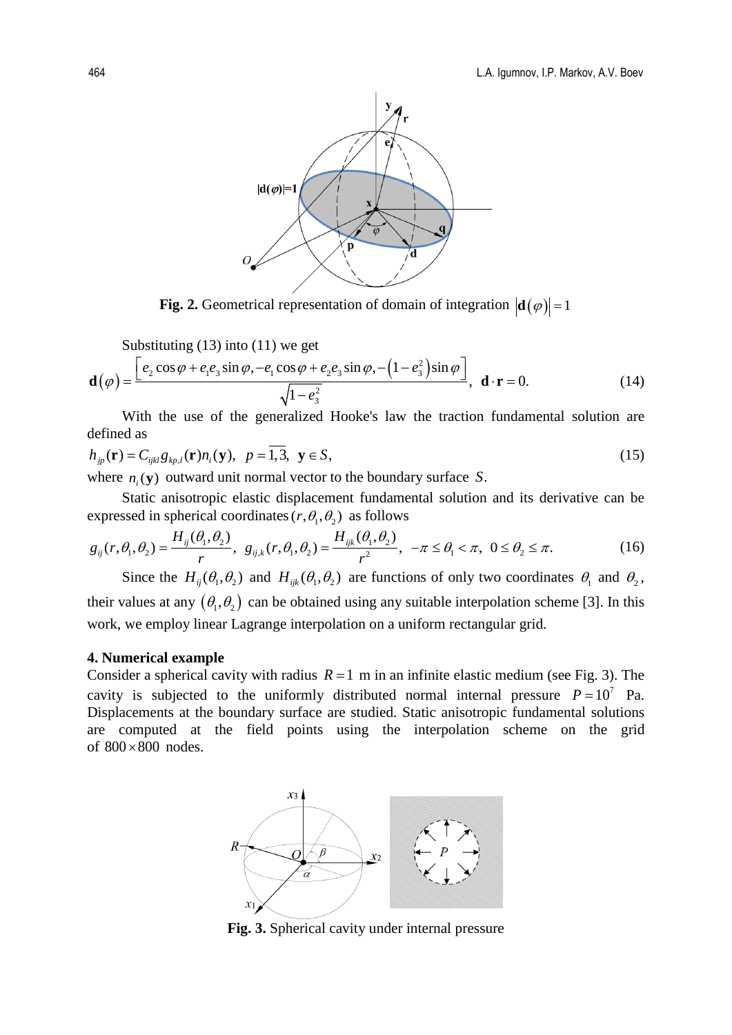**Fig. 2.** Geometrical representation of domain of integration $\left|\mathbf{d}(\varphi)\right| = 1$

Substituting (13) into (11) we get

$$\mathbf{d}(\varphi) = \frac{\left[e_2\cos\varphi + e_1 e_3 \sin\varphi, -e_1\cos\varphi + e_2 e_3\sin\varphi, -\left(1-e_3^2\right)\sin\varphi\right]}{\sqrt{1-e_3^2}}, \quad \mathbf{d}\cdot\mathbf{r} = 0. \tag{14}$$

With the use of the generalized Hooke's law the traction fundamental solution are defined as

$$h_{jp}(\mathbf{r}) = C_{ijkl}\, g_{kp,l}(\mathbf{r}) n_i(\mathbf{y}), \quad p = \overline{1,3}, \;\; \mathbf{y} \in S, \tag{15}$$

where $n_i(\mathbf{y})$ outward unit normal vector to the boundary surface $S$.

Static anisotropic elastic displacement fundamental solution and its derivative can be expressed in spherical coordinates $(r, \theta_1, \theta_2)$ as follows

$$g_{ij}(r,\theta_1,\theta_2) = \frac{H_{ij}(\theta_1,\theta_2)}{r}, \;\; g_{ij,k}(r,\theta_1,\theta_2) = \frac{H_{ijk}(\theta_1,\theta_2)}{r^2}, \;\; -\pi \le \theta_1 < \pi, \;\; 0 \le \theta_2 \le \pi. \tag{16}$$

Since the $H_{ij}(\theta_1,\theta_2)$ and $H_{ijk}(\theta_1,\theta_2)$ are functions of only two coordinates $\theta_1$ and $\theta_2$, their values at any $(\theta_1,\theta_2)$ can be obtained using any suitable interpolation scheme [3]. In this work, we employ linear Lagrange interpolation on a uniform rectangular grid.

## 4. Numerical example

Consider a spherical cavity with radius $R = 1$ m in an infinite elastic medium (see Fig. 3). The cavity is subjected to the uniformly distributed normal internal pressure $P = 10^7$ Pa. Displacements at the boundary surface are studied. Static anisotropic fundamental solutions are computed at the field points using the interpolation scheme on the grid of $800 \times 800$ nodes.

**Fig. 3.** Spherical cavity under internal pressure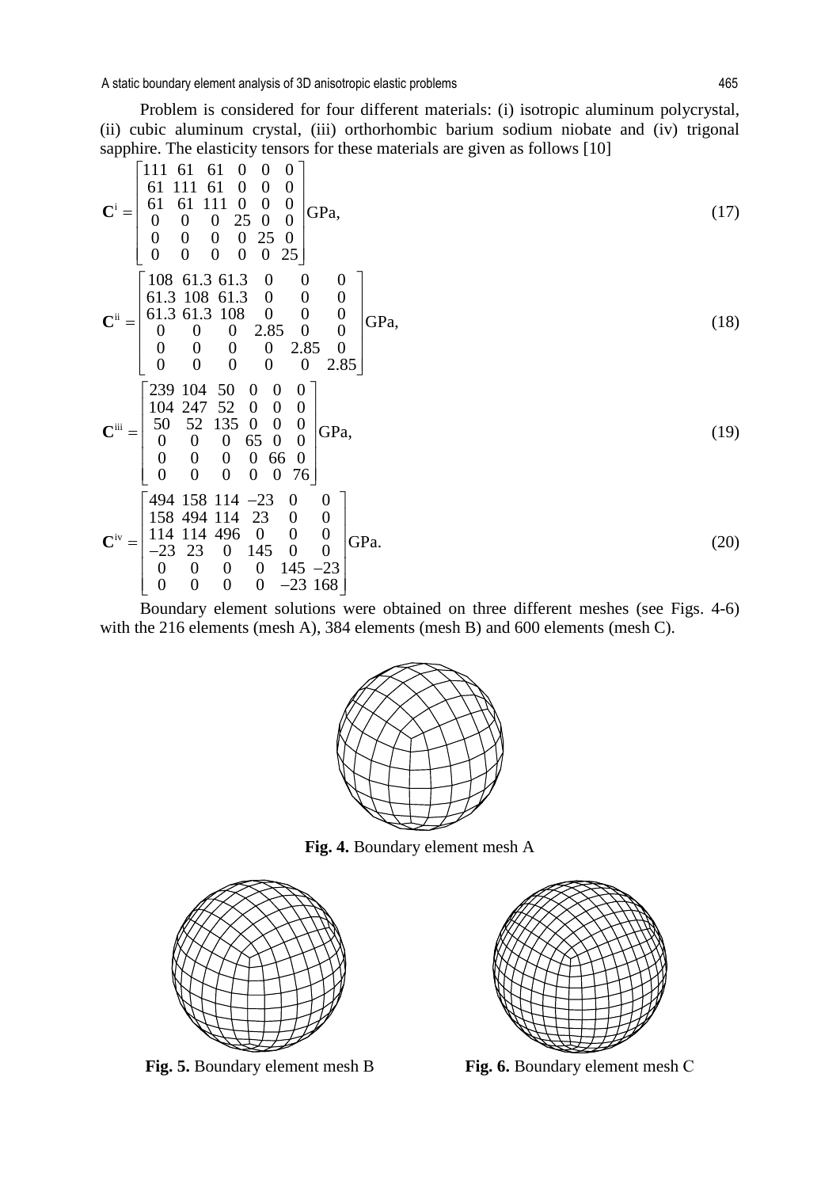Problem is considered for four different materials: (i) isotropic aluminum polycrystal, (ii) cubic aluminum crystal, (iii) orthorhombic barium sodium niobate and (iv) trigonal sapphire. The elasticity tensors for these materials are given as follows [10]

$$\mathbf{C}^{\mathrm{i}} = \begin{bmatrix} 111 & 61 & 61 & 0 & 0 & 0 \\ 61 & 111 & 61 & 0 & 0 & 0 \\ 61 & 61 & 111 & 0 & 0 & 0 \\ 0 & 0 & 0 & 25 & 0 & 0 \\ 0 & 0 & 0 & 0 & 25 & 0 \\ 0 & 0 & 0 & 0 & 0 & 25 \end{bmatrix} \mathrm{GPa}, \tag{17}$$

$$\mathbf{C}^{\mathrm{ii}} = \begin{bmatrix} 108 & 61.3 & 61.3 & 0 & 0 & 0 \\ 61.3 & 108 & 61.3 & 0 & 0 & 0 \\ 61.3 & 61.3 & 108 & 0 & 0 & 0 \\ 0 & 0 & 0 & 2.85 & 0 & 0 \\ 0 & 0 & 0 & 0 & 2.85 & 0 \\ 0 & 0 & 0 & 0 & 0 & 2.85 \end{bmatrix} \mathrm{GPa}, \tag{18}$$

$$\mathbf{C}^{\mathrm{iii}} = \begin{bmatrix} 239 & 104 & 50 & 0 & 0 & 0 \\ 104 & 247 & 52 & 0 & 0 & 0 \\ 50 & 52 & 135 & 0 & 0 & 0 \\ 0 & 0 & 0 & 65 & 0 & 0 \\ 0 & 0 & 0 & 0 & 66 & 0 \\ 0 & 0 & 0 & 0 & 0 & 76 \end{bmatrix} \mathrm{GPa}, \tag{19}$$

$$\mathbf{C}^{\mathrm{iv}} = \begin{bmatrix} 494 & 158 & 114 & -23 & 0 & 0 \\ 158 & 494 & 114 & 23 & 0 & 0 \\ 114 & 114 & 496 & 0 & 0 & 0 \\ -23 & 23 & 0 & 145 & 0 & 0 \\ 0 & 0 & 0 & 0 & 145 & -23 \\ 0 & 0 & 0 & 0 & -23 & 168 \end{bmatrix} \mathrm{GPa}. \tag{20}$$

Boundary element solutions were obtained on three different meshes (see Figs. 4-6) with the 216 elements (mesh A), 384 elements (mesh B) and 600 elements (mesh C).

**Fig. 4.** Boundary element mesh A

**Fig. 5.** Boundary element mesh B

**Fig. 6.** Boundary element mesh C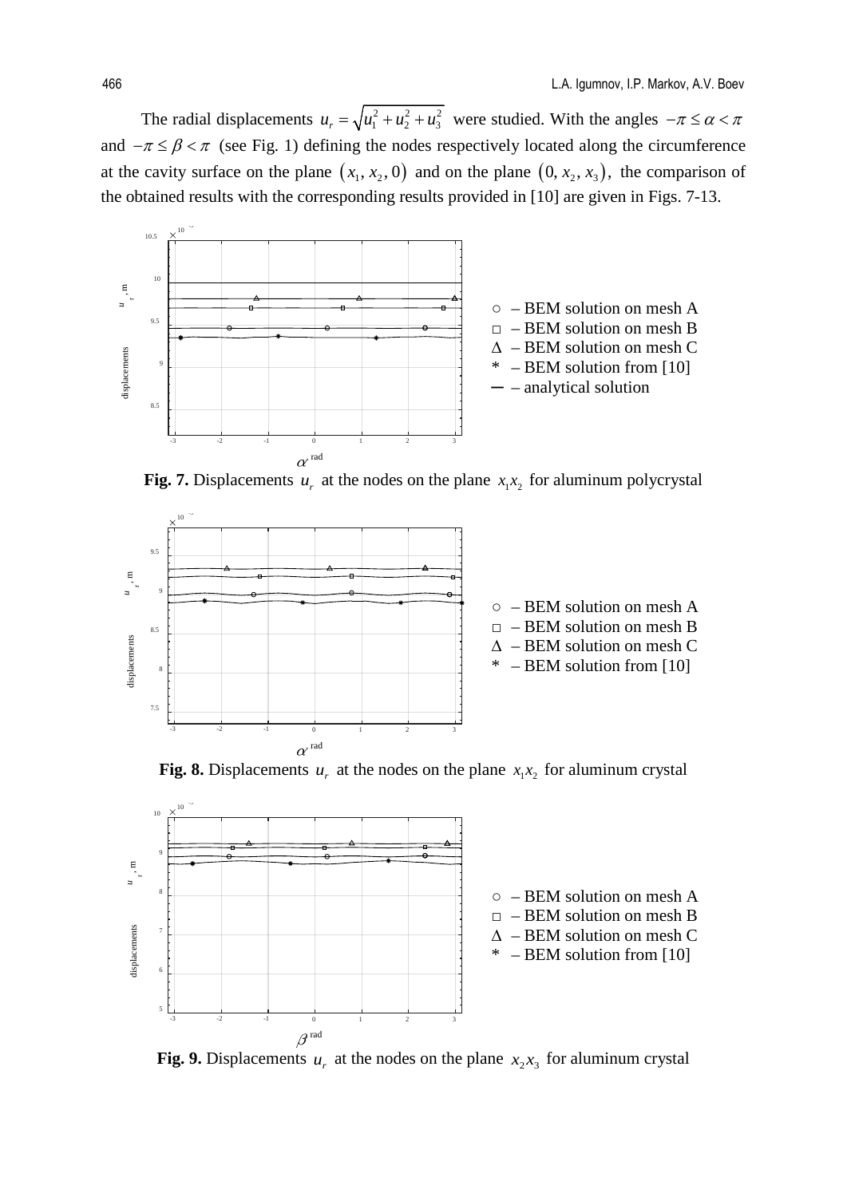The radial displacements $u_r = \sqrt{u_1^2 + u_2^2 + u_3^2}$ were studied. With the angles $-\pi \le \alpha < \pi$ and $-\pi \le \beta < \pi$ (see Fig. 1) defining the nodes respectively located along the circumference at the cavity surface on the plane $(x_1, x_2, 0)$ and on the plane $(0, x_2, x_3)$, the comparison of the obtained results with the corresponding results provided in [10] are given in Figs. 7-13.

**Fig. 7.** Displacements $u_r$ at the nodes on the plane $x_1x_2$ for aluminum polycrystal

**Fig. 8.** Displacements $u_r$ at the nodes on the plane $x_1x_2$ for aluminum crystal

**Fig. 9.** Displacements $u_r$ at the nodes on the plane $x_2x_3$ for aluminum crystal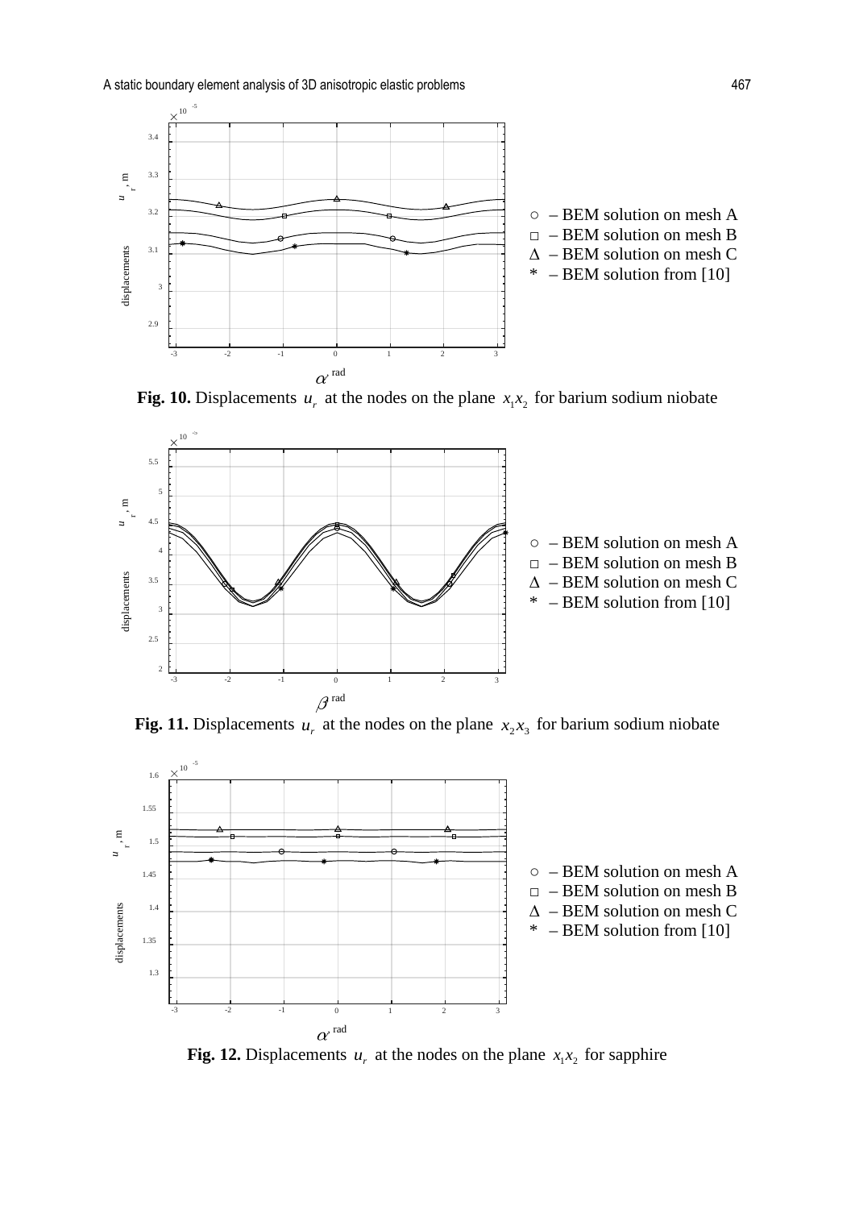**Fig. 10.** Displacements $u_r$ at the nodes on the plane $x_1x_2$ for barium sodium niobate

**Fig. 11.** Displacements $u_r$ at the nodes on the plane $x_2x_3$ for barium sodium niobate

**Fig. 12.** Displacements $u_r$ at the nodes on the plane $x_1x_2$ for sapphire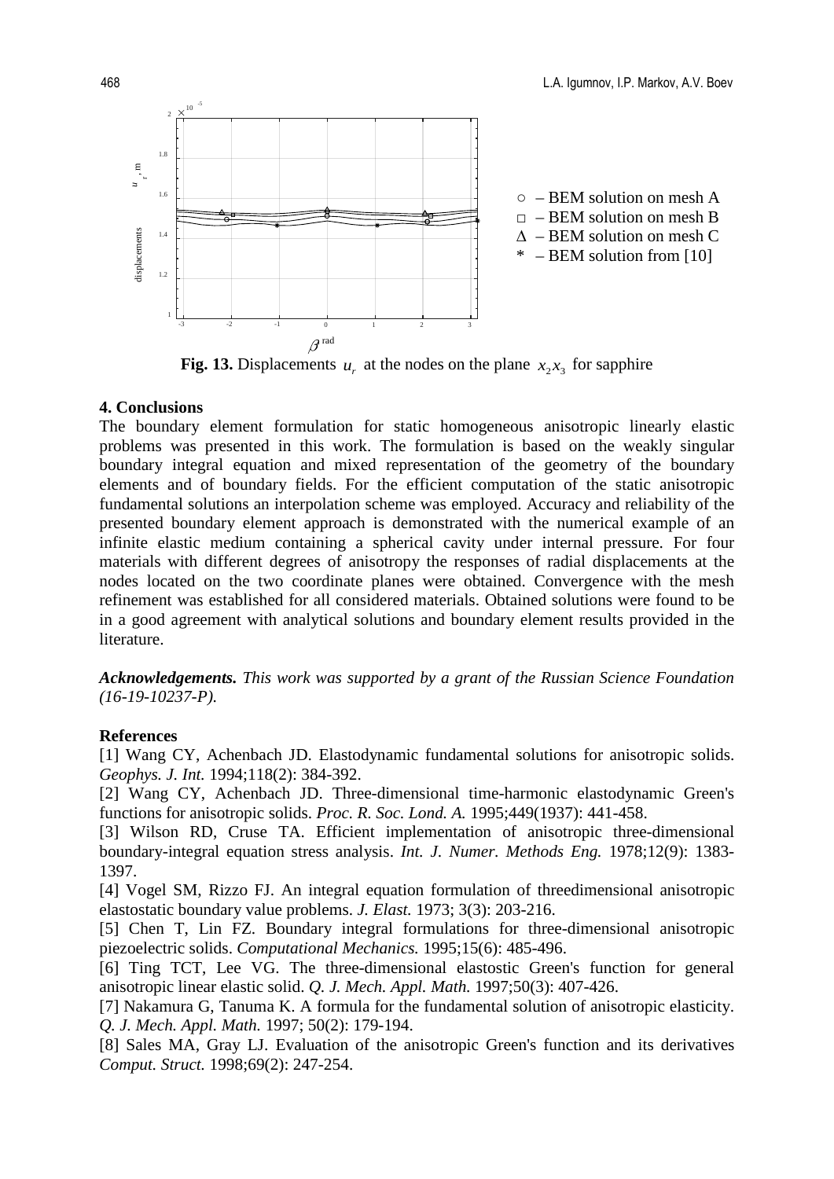**Fig. 13.** Displacements $u_r$ at the nodes on the plane $x_2x_3$ for sapphire

## 4. Conclusions

The boundary element formulation for static homogeneous anisotropic linearly elastic problems was presented in this work. The formulation is based on the weakly singular boundary integral equation and mixed representation of the geometry of the boundary elements and of boundary fields. For the efficient computation of the static anisotropic fundamental solutions an interpolation scheme was employed. Accuracy and reliability of the presented boundary element approach is demonstrated with the numerical example of an infinite elastic medium containing a spherical cavity under internal pressure. For four materials with different degrees of anisotropy the responses of radial displacements at the nodes located on the two coordinate planes were obtained. Convergence with the mesh refinement was established for all considered materials. Obtained solutions were found to be in a good agreement with analytical solutions and boundary element results provided in the literature.

***Acknowledgements.*** *This work was supported by a grant of the Russian Science Foundation (16-19-10237-P).*

## References

[1] Wang CY, Achenbach JD. Elastodynamic fundamental solutions for anisotropic solids. *Geophys. J. Int.* 1994;118(2): 384-392.

[2] Wang CY, Achenbach JD. Three-dimensional time-harmonic elastodynamic Green's functions for anisotropic solids. *Proc. R. Soc. Lond. A.* 1995;449(1937): 441-458.

[3] Wilson RD, Cruse TA. Efficient implementation of anisotropic three-dimensional boundary-integral equation stress analysis. *Int. J. Numer. Methods Eng.* 1978;12(9): 1383-1397.

[4] Vogel SM, Rizzo FJ. An integral equation formulation of threedimensional anisotropic elastostatic boundary value problems. *J. Elast.* 1973; 3(3): 203-216.

[5] Chen T, Lin FZ. Boundary integral formulations for three-dimensional anisotropic piezoelectric solids. *Computational Mechanics.* 1995;15(6): 485-496.

[6] Ting TCT, Lee VG. The three-dimensional elastostic Green's function for general anisotropic linear elastic solid. *Q. J. Mech. Appl. Math.* 1997;50(3): 407-426.

[7] Nakamura G, Tanuma K. A formula for the fundamental solution of anisotropic elasticity. *Q. J. Mech. Appl. Math.* 1997; 50(2): 179-194.

[8] Sales MA, Gray LJ. Evaluation of the anisotropic Green's function and its derivatives *Comput. Struct.* 1998;69(2): 247-254.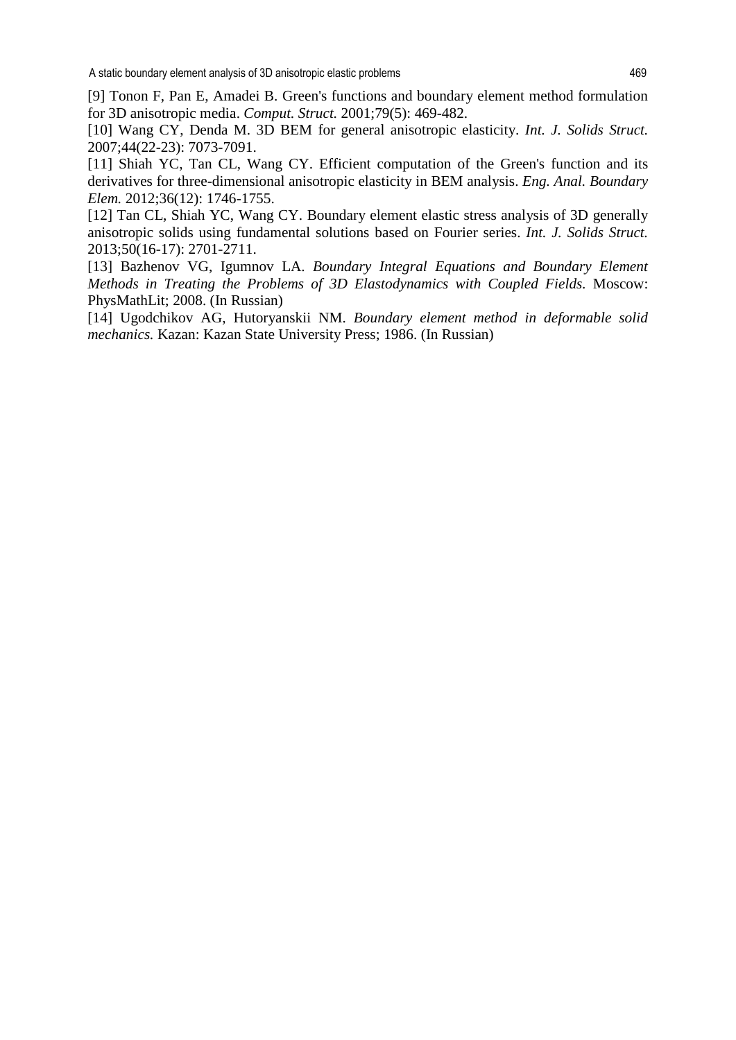[9] Tonon F, Pan E, Amadei B. Green's functions and boundary element method formulation for 3D anisotropic media. *Comput. Struct.* 2001;79(5): 469-482.

[10] Wang CY, Denda M. 3D BEM for general anisotropic elasticity. *Int. J. Solids Struct.* 2007;44(22-23): 7073-7091.

[11] Shiah YC, Tan CL, Wang CY. Efficient computation of the Green's function and its derivatives for three-dimensional anisotropic elasticity in BEM analysis. *Eng. Anal. Boundary Elem.* 2012;36(12): 1746-1755.

[12] Tan CL, Shiah YC, Wang CY. Boundary element elastic stress analysis of 3D generally anisotropic solids using fundamental solutions based on Fourier series. *Int. J. Solids Struct.* 2013;50(16-17): 2701-2711.

[13] Bazhenov VG, Igumnov LA. *Boundary Integral Equations and Boundary Element Methods in Treating the Problems of 3D Elastodynamics with Coupled Fields.* Moscow: PhysMathLit; 2008. (In Russian)

[14] Ugodchikov AG, Hutoryanskii NM. *Boundary element method in deformable solid mechanics.* Kazan: Kazan State University Press; 1986. (In Russian)